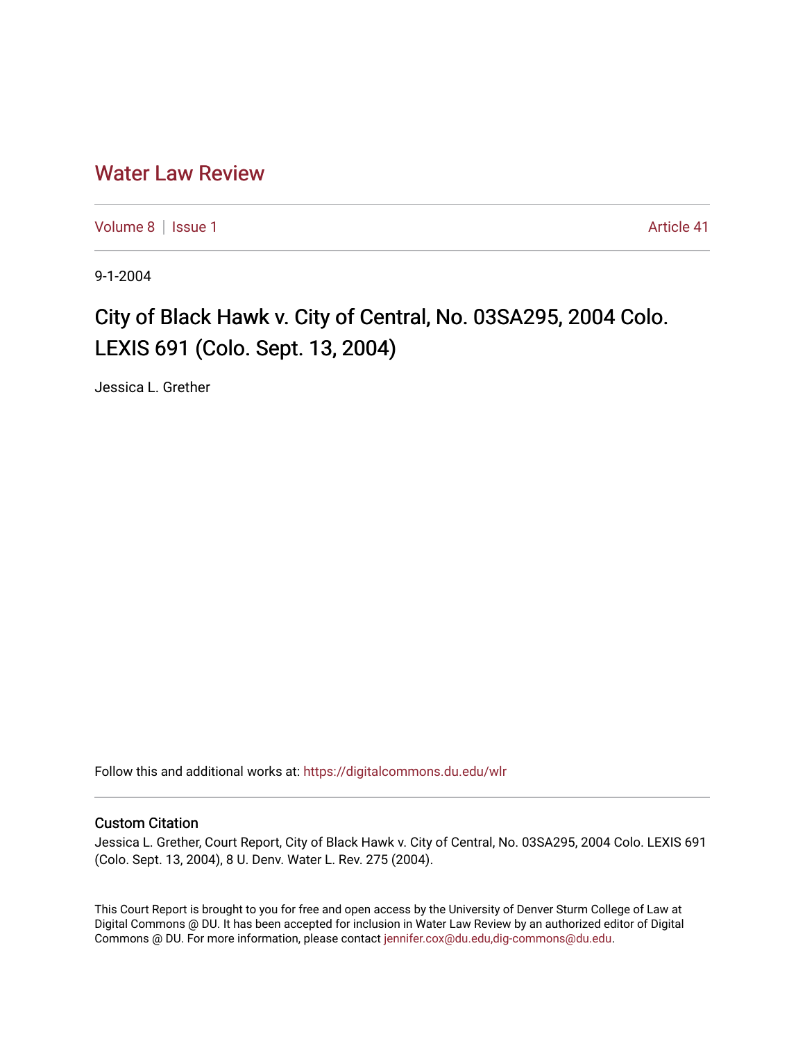# Water Law Review

Volume 8 | Issue 1 Article 41

9-1-2004

## City of Black Hawk v. City of Central, No. 03SA295, 2004 Colo. LEXIS 691 (Colo. Sept. 13, 2004)

Jessica L. Grether

Follow this and additional works at: https://digitalcommons.du.edu/wlr

### Custom Citation

Jessica L. Grether, Court Report, City of Black Hawk v. City of Central, No. 03SA295, 2004 Colo. LEXIS 691 (Colo. Sept. 13, 2004), 8 U. Denv. Water L. Rev. 275 (2004).

This Court Report is brought to you for free and open access by the University of Denver Sturm College of Law at Digital Commons @ DU. It has been accepted for inclusion in Water Law Review by an authorized editor of Digital Commons @ DU. For more information, please contact jennifer.cox@du.edu,dig-commons@du.edu.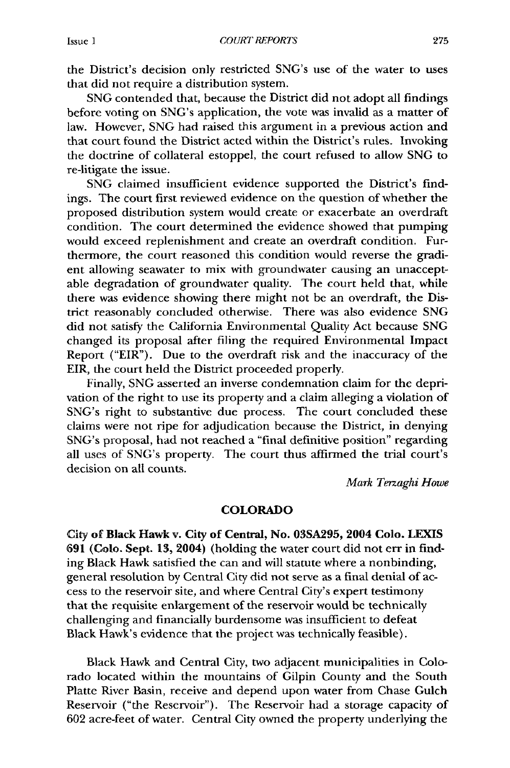the District's decision only restricted SNG's use of the water to uses that did not require a distribution system.

SNG contended that, because the District did not adopt all findings before voting on SNG's application, the vote was invalid as a matter of law. However, SNG had raised this argument in a previous action and that court found the District acted within the District's rules. Invoking the doctrine of collateral estoppel, the court refused to allow SNG to re-litigate the issue.

SNG claimed insufficient evidence supported the District's findings. The court first reviewed evidence on the question of whether the proposed distribution system would create or exacerbate an overdraft condition. The court determined the evidence showed that pumping would exceed replenishment and create an overdraft condition. Furthermore, the court reasoned this condition would reverse the gradient allowing seawater to mix with groundwater causing an unacceptable degradation of groundwater quality. The court held that, while there was evidence showing there might not be an overdraft, the District reasonably concluded otherwise. There was also evidence SNG did not satisfy the California Environmental Quality Act because SNG changed its proposal after filing the required Environmental Impact Report ("EIR"). Due to the overdraft risk and the inaccuracy of the EIR, the court held the District proceeded properly.

Finally, SNG asserted an inverse condemnation claim for the deprivation of the right to use its property and a claim alleging a violation of SNG's right to substantive due process. The court concluded these claims were not ripe for adjudication because the District, in denying SNG's proposal, had not reached a "final definitive position" regarding all uses of SNG's property. The court thus affirmed the trial court's decision on all counts.

*Mark Terzaghi Howe*

## COLORADO

**City of Black Hawk v. City of Central, No. 03SA295, 2004 Colo. LEXIS 691 (Colo. Sept. 13, 2004)** (holding the water court did not err in finding Black Hawk satisfied the can and will statute where a nonbinding, general resolution by Central City did not serve as a final denial of access to the reservoir site, and where Central City's expert testimony that the requisite enlargement of the reservoir would be technically challenging and financially burdensome was insufficient to defeat Black Hawk's evidence that the project was technically feasible).

Black Hawk and Central City, two adjacent municipalities in Colorado located within the mountains of Gilpin County and the South Platte River Basin, receive and depend upon water from Chase Gulch Reservoir ("the Reservoir"). The Reservoir had a storage capacity of 602 acre-feet of water. Central City owned the property underlying the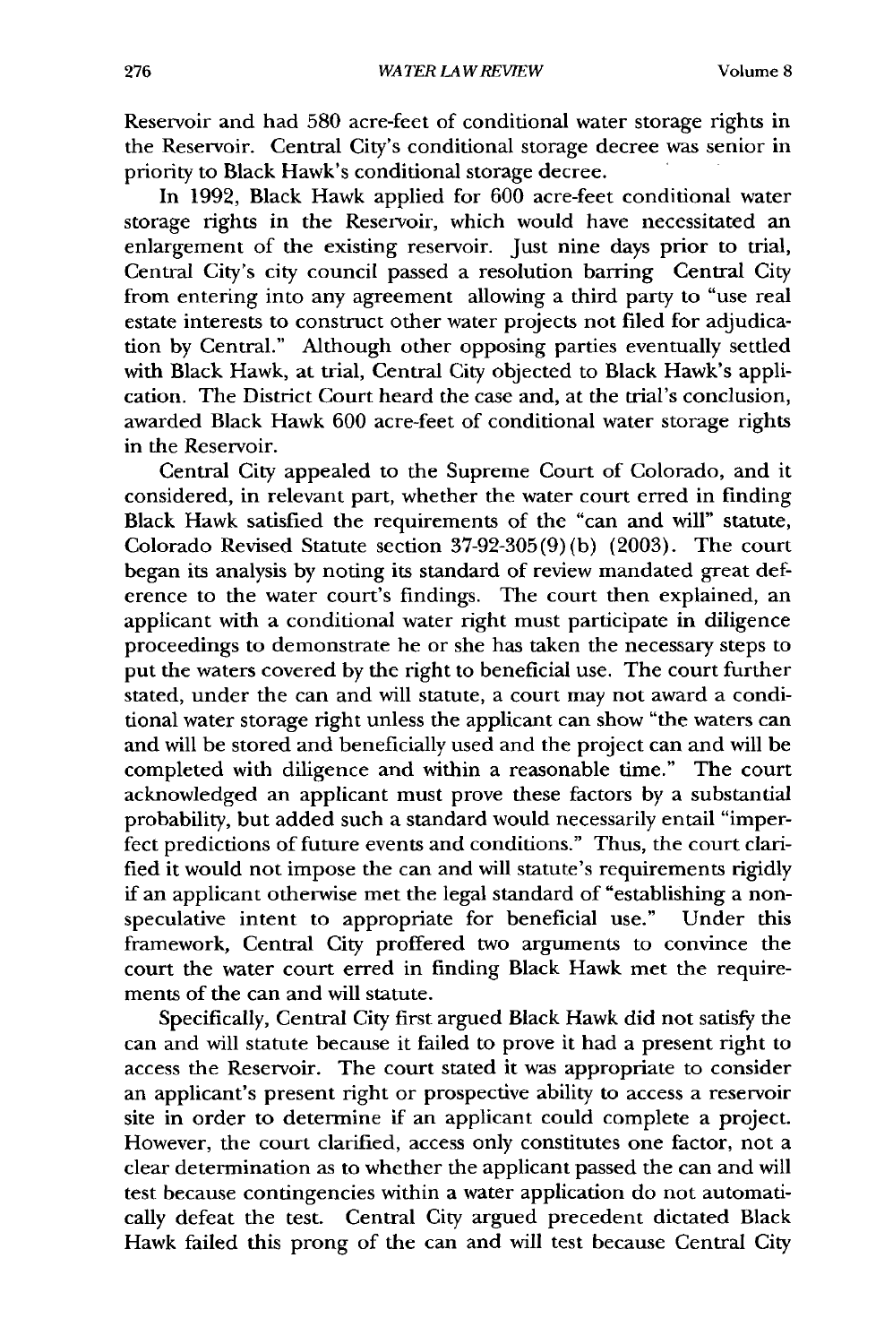Reservoir and had 580 acre-feet of conditional water storage rights in the Reservoir. Central City's conditional storage decree was senior in priority to Black Hawk's conditional storage decree.

In 1992, Black Hawk applied for 600 acre-feet conditional water storage rights in the Reservoir, which would have necessitated an enlargement of the existing reservoir. Just nine days prior to trial, Central City's city council passed a resolution barring Central City from entering into any agreement allowing a third party to "use real estate interests to construct other water projects not filed for adjudication by Central." Although other opposing parties eventually settled with Black Hawk, at trial, Central City objected to Black Hawk's application. The District Court heard the case and, at the trial's conclusion, awarded Black Hawk 600 acre-feet of conditional water storage rights in the Reservoir.

Central City appealed to the Supreme Court of Colorado, and it considered, in relevant part, whether the water court erred in finding Black Hawk satisfied the requirements of the "can and will" statute, Colorado Revised Statute section 37-92-305(9)(b) (2003). The court began its analysis by noting its standard of review mandated great deference to the water court's findings. The court then explained, an applicant with a conditional water right must participate in diligence proceedings to demonstrate he or she has taken the necessary steps to put the waters covered by the right to beneficial use. The court further stated, under the can and will statute, a court may not award a conditional water storage right unless the applicant can show "the waters can and will be stored and beneficially used and the project can and will be completed with diligence and within a reasonable time." The court acknowledged an applicant must prove these factors by a substantial probability, but added such a standard would necessarily entail "imperfect predictions of future events and conditions." Thus, the court clarified it would not impose the can and will statute's requirements rigidly if an applicant otherwise met the legal standard of "establishing a non-speculative intent to appropriate for beneficial use." Under this framework, Central City proffered two arguments to convince the court the water court erred in finding Black Hawk met the requirements of the can and will statute.

Specifically, Central City first argued Black Hawk did not satisfy the can and will statute because it failed to prove it had a present right to access the Reservoir. The court stated it was appropriate to consider an applicant's present right or prospective ability to access a reservoir site in order to determine if an applicant could complete a project. However, the court clarified, access only constitutes one factor, not a clear determination as to whether the applicant passed the can and will test because contingencies within a water application do not automatically defeat the test. Central City argued precedent dictated Black Hawk failed this prong of the can and will test because Central City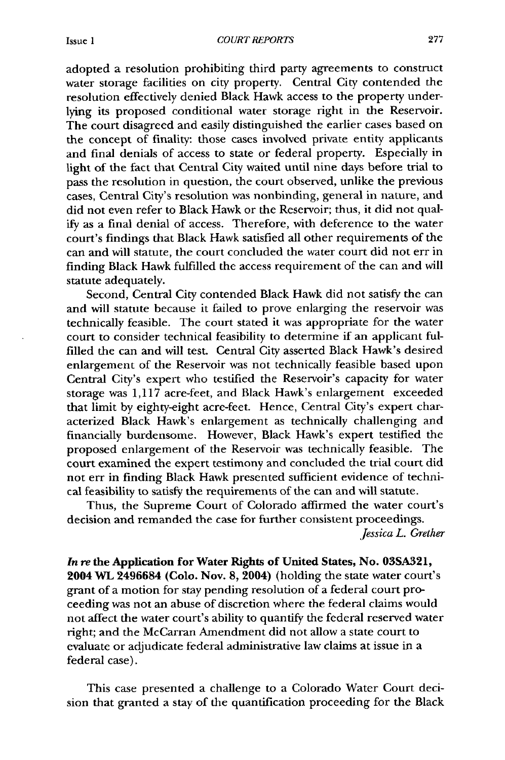adopted a resolution prohibiting third party agreements to construct water storage facilities on city property. Central City contended the resolution effectively denied Black Hawk access to the property underlying its proposed conditional water storage right in the Reservoir. The court disagreed and easily distinguished the earlier cases based on the concept of finality: those cases involved private entity applicants and final denials of access to state or federal property. Especially in light of the fact that Central City waited until nine days before trial to pass the resolution in question, the court observed, unlike the previous cases, Central City's resolution was nonbinding, general in nature, and did not even refer to Black Hawk or the Reservoir; thus, it did not qualify as a final denial of access. Therefore, with deference to the water court's findings that Black Hawk satisfied all other requirements of the can and will statute, the court concluded the water court did not err in finding Black Hawk fulfilled the access requirement of the can and will statute adequately.

Second, Central City contended Black Hawk did not satisfy the can and will statute because it failed to prove enlarging the reservoir was technically feasible. The court stated it was appropriate for the water court to consider technical feasibility to determine if an applicant fulfilled the can and will test. Central City asserted Black Hawk's desired enlargement of the Reservoir was not technically feasible based upon Central City's expert who testified the Reservoir's capacity for water storage was 1,117 acre-feet, and Black Hawk's enlargement exceeded that limit by eighty-eight acre-feet. Hence, Central City's expert characterized Black Hawk's enlargement as technically challenging and financially burdensome. However, Black Hawk's expert testified the proposed enlargement of the Reservoir was technically feasible. The court examined the expert testimony and concluded the trial court did not err in finding Black Hawk presented sufficient evidence of technical feasibility to satisfy the requirements of the can and will statute.

Thus, the Supreme Court of Colorado affirmed the water court's decision and remanded the case for further consistent proceedings.

*Jessica L. Grether*

***In re* the Application for Water Rights of United States, No. 03SA321, 2004 WL 2496684 (Colo. Nov. 8, 2004)** (holding the state water court's grant of a motion for stay pending resolution of a federal court proceeding was not an abuse of discretion where the federal claims would not affect the water court's ability to quantify the federal reserved water right; and the McCarran Amendment did not allow a state court to evaluate or adjudicate federal administrative law claims at issue in a federal case).

This case presented a challenge to a Colorado Water Court decision that granted a stay of the quantification proceeding for the Black